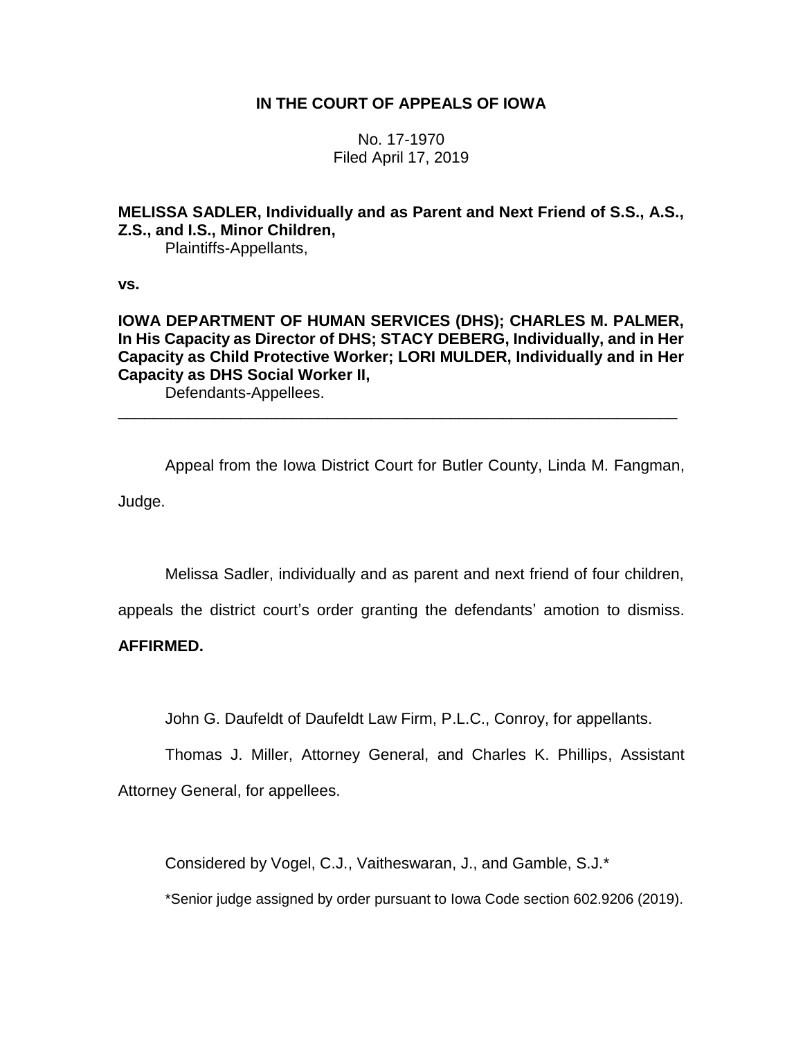# IN THE COURT OF APPEALS OF IOWA

No. 17-1970
Filed April 17, 2019

**MELISSA SADLER, Individually and as Parent and Next Friend of S.S., A.S., Z.S., and I.S., Minor Children,**
Plaintiffs-Appellants,

**vs.**

**IOWA DEPARTMENT OF HUMAN SERVICES (DHS); CHARLES M. PALMER, In His Capacity as Director of DHS; STACY DEBERG, Individually, and in Her Capacity as Child Protective Worker; LORI MULDER, Individually and in Her Capacity as DHS Social Worker II,**
Defendants-Appellees.

---

Appeal from the Iowa District Court for Butler County, Linda M. Fangman, Judge.

Melissa Sadler, individually and as parent and next friend of four children, appeals the district court's order granting the defendants' amotion to dismiss. **AFFIRMED.**

John G. Daufeldt of Daufeldt Law Firm, P.L.C., Conroy, for appellants.

Thomas J. Miller, Attorney General, and Charles K. Phillips, Assistant Attorney General, for appellees.

Considered by Vogel, C.J., Vaitheswaran, J., and Gamble, S.J.*

*Senior judge assigned by order pursuant to Iowa Code section 602.9206 (2019).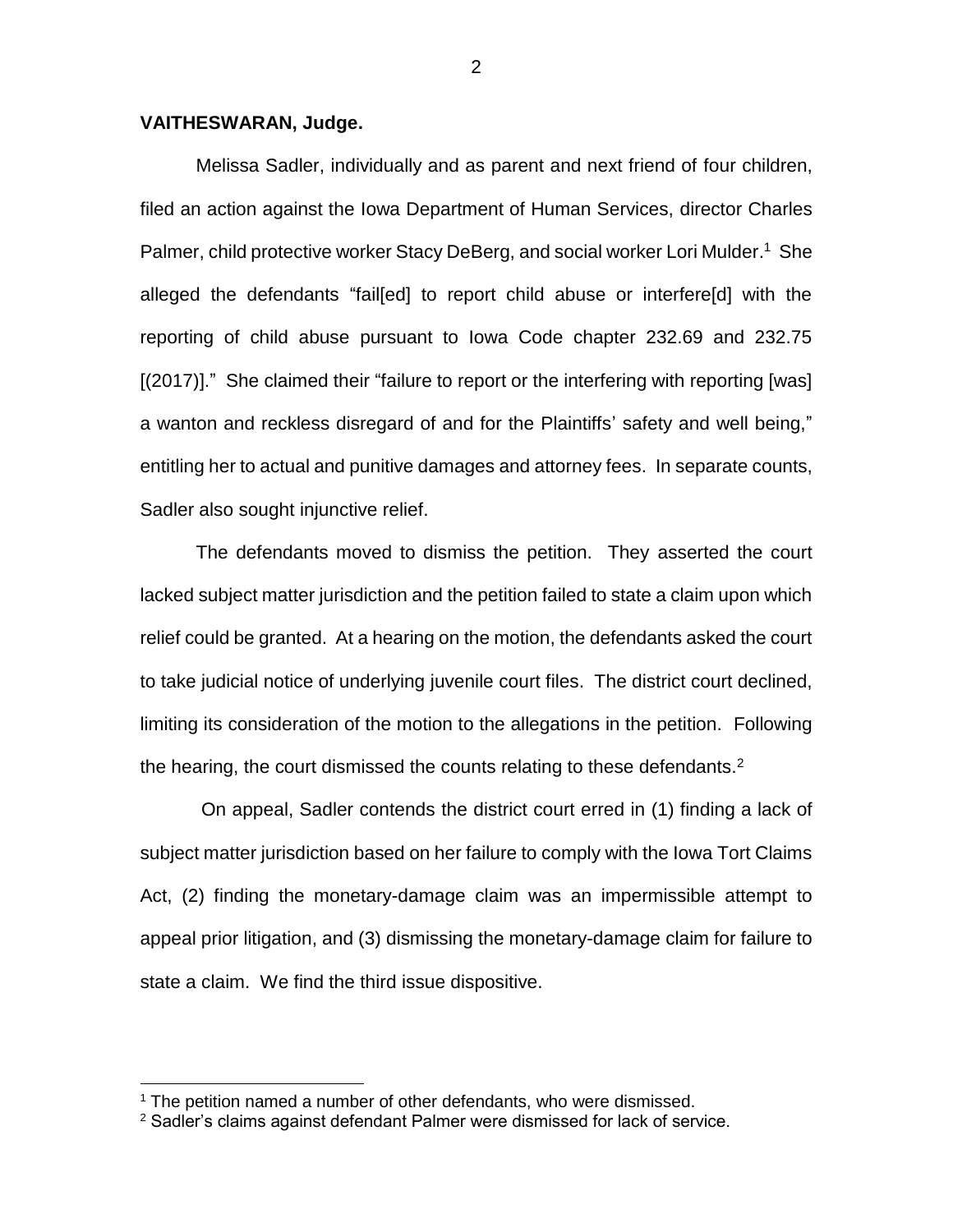**VAITHESWARAN, Judge.**

Melissa Sadler, individually and as parent and next friend of four children, filed an action against the Iowa Department of Human Services, director Charles Palmer, child protective worker Stacy DeBerg, and social worker Lori Mulder.[1] She alleged the defendants "fail[ed] to report child abuse or interfere[d] with the reporting of child abuse pursuant to Iowa Code chapter 232.69 and 232.75 [(2017)]." She claimed their "failure to report or the interfering with reporting [was] a wanton and reckless disregard of and for the Plaintiffs' safety and well being," entitling her to actual and punitive damages and attorney fees. In separate counts, Sadler also sought injunctive relief.

The defendants moved to dismiss the petition. They asserted the court lacked subject matter jurisdiction and the petition failed to state a claim upon which relief could be granted. At a hearing on the motion, the defendants asked the court to take judicial notice of underlying juvenile court files. The district court declined, limiting its consideration of the motion to the allegations in the petition. Following the hearing, the court dismissed the counts relating to these defendants.[2]

On appeal, Sadler contends the district court erred in (1) finding a lack of subject matter jurisdiction based on her failure to comply with the Iowa Tort Claims Act, (2) finding the monetary-damage claim was an impermissible attempt to appeal prior litigation, and (3) dismissing the monetary-damage claim for failure to state a claim. We find the third issue dispositive.

---

[1] The petition named a number of other defendants, who were dismissed.

[2] Sadler's claims against defendant Palmer were dismissed for lack of service.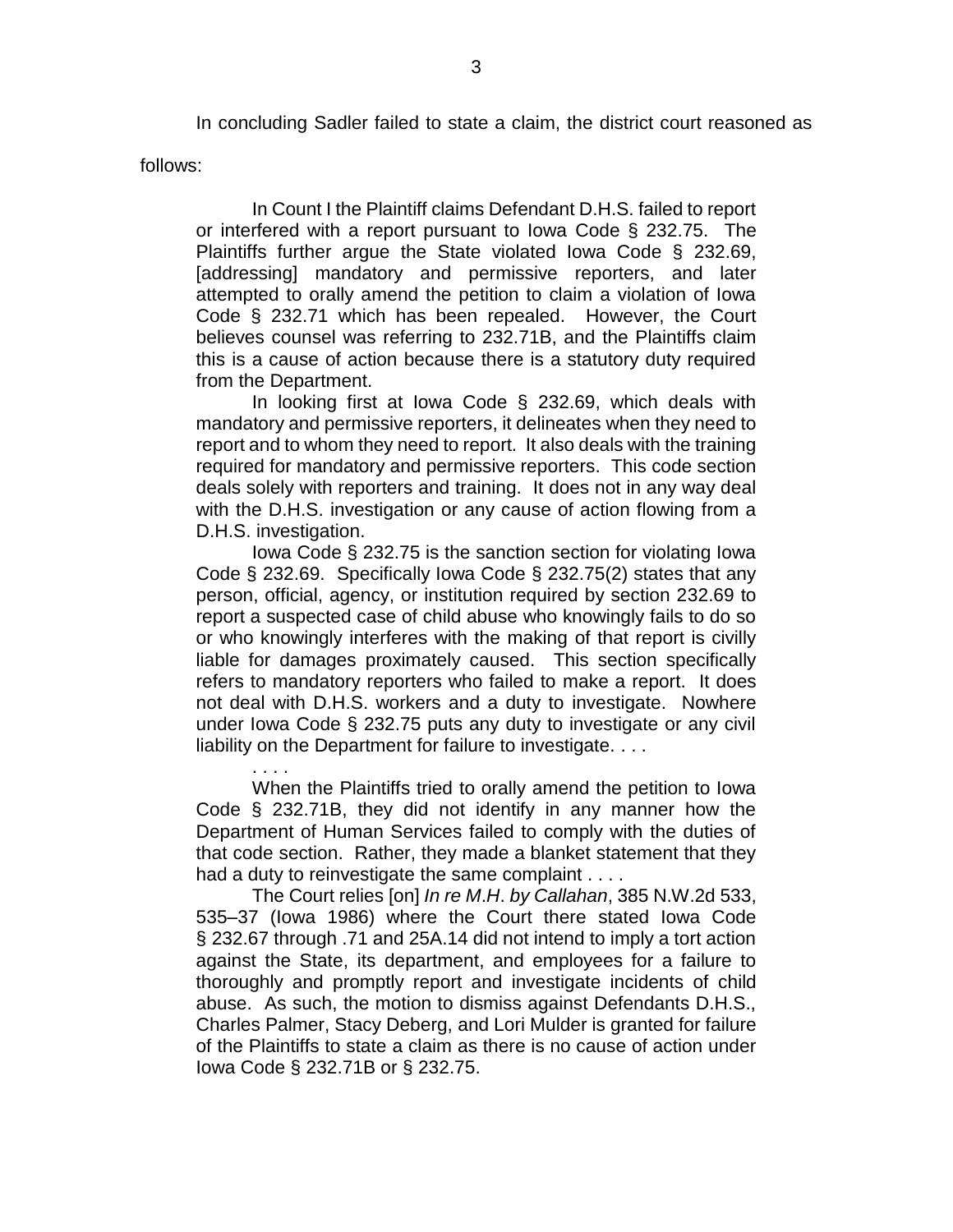In concluding Sadler failed to state a claim, the district court reasoned as follows:

> In Count I the Plaintiff claims Defendant D.H.S. failed to report or interfered with a report pursuant to Iowa Code § 232.75. The Plaintiffs further argue the State violated Iowa Code § 232.69, [addressing] mandatory and permissive reporters, and later attempted to orally amend the petition to claim a violation of Iowa Code § 232.71 which has been repealed. However, the Court believes counsel was referring to 232.71B, and the Plaintiffs claim this is a cause of action because there is a statutory duty required from the Department.
>
> In looking first at Iowa Code § 232.69, which deals with mandatory and permissive reporters, it delineates when they need to report and to whom they need to report. It also deals with the training required for mandatory and permissive reporters. This code section deals solely with reporters and training. It does not in any way deal with the D.H.S. investigation or any cause of action flowing from a D.H.S. investigation.
>
> Iowa Code § 232.75 is the sanction section for violating Iowa Code § 232.69. Specifically Iowa Code § 232.75(2) states that any person, official, agency, or institution required by section 232.69 to report a suspected case of child abuse who knowingly fails to do so or who knowingly interferes with the making of that report is civilly liable for damages proximately caused. This section specifically refers to mandatory reporters who failed to make a report. It does not deal with D.H.S. workers and a duty to investigate. Nowhere under Iowa Code § 232.75 puts any duty to investigate or any civil liability on the Department for failure to investigate. . . .
>
> . . . .
>
> When the Plaintiffs tried to orally amend the petition to Iowa Code § 232.71B, they did not identify in any manner how the Department of Human Services failed to comply with the duties of that code section. Rather, they made a blanket statement that they had a duty to reinvestigate the same complaint . . . .
>
> The Court relies [on] *In re M.H. by Callahan*, 385 N.W.2d 533, 535–37 (Iowa 1986) where the Court there stated Iowa Code § 232.67 through .71 and 25A.14 did not intend to imply a tort action against the State, its department, and employees for a failure to thoroughly and promptly report and investigate incidents of child abuse. As such, the motion to dismiss against Defendants D.H.S., Charles Palmer, Stacy Deberg, and Lori Mulder is granted for failure of the Plaintiffs to state a claim as there is no cause of action under Iowa Code § 232.71B or § 232.75.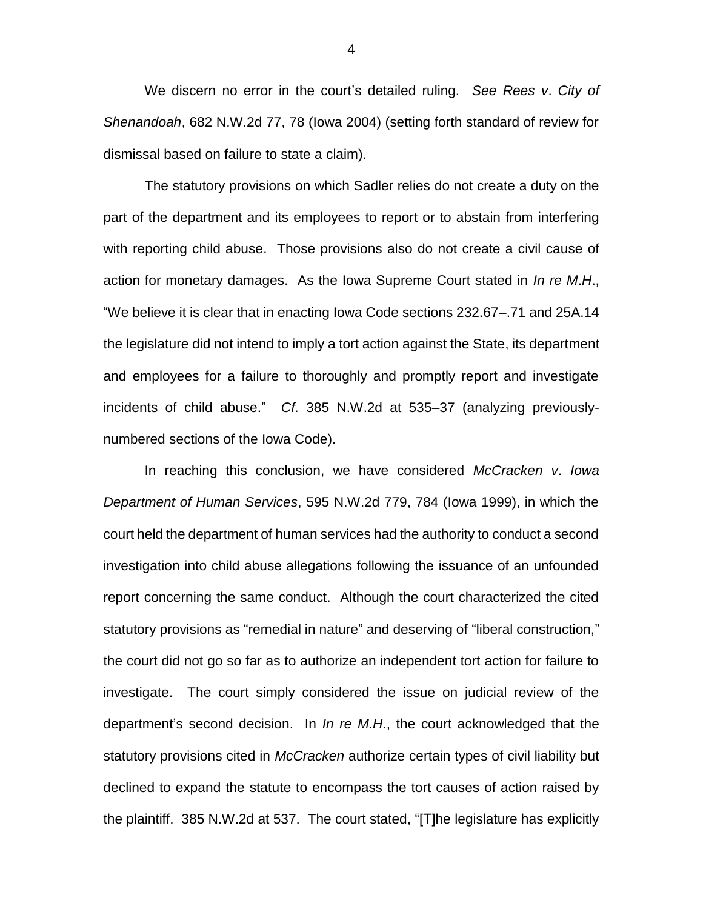We discern no error in the court's detailed ruling. *See Rees v. City of Shenandoah*, 682 N.W.2d 77, 78 (Iowa 2004) (setting forth standard of review for dismissal based on failure to state a claim).

The statutory provisions on which Sadler relies do not create a duty on the part of the department and its employees to report or to abstain from interfering with reporting child abuse. Those provisions also do not create a civil cause of action for monetary damages. As the Iowa Supreme Court stated in *In re M.H.*, "We believe it is clear that in enacting Iowa Code sections 232.67–.71 and 25A.14 the legislature did not intend to imply a tort action against the State, its department and employees for a failure to thoroughly and promptly report and investigate incidents of child abuse." *Cf.* 385 N.W.2d at 535–37 (analyzing previously-numbered sections of the Iowa Code).

In reaching this conclusion, we have considered *McCracken v. Iowa Department of Human Services*, 595 N.W.2d 779, 784 (Iowa 1999), in which the court held the department of human services had the authority to conduct a second investigation into child abuse allegations following the issuance of an unfounded report concerning the same conduct. Although the court characterized the cited statutory provisions as "remedial in nature" and deserving of "liberal construction," the court did not go so far as to authorize an independent tort action for failure to investigate. The court simply considered the issue on judicial review of the department's second decision. In *In re M.H.*, the court acknowledged that the statutory provisions cited in *McCracken* authorize certain types of civil liability but declined to expand the statute to encompass the tort causes of action raised by the plaintiff. 385 N.W.2d at 537. The court stated, "[T]he legislature has explicitly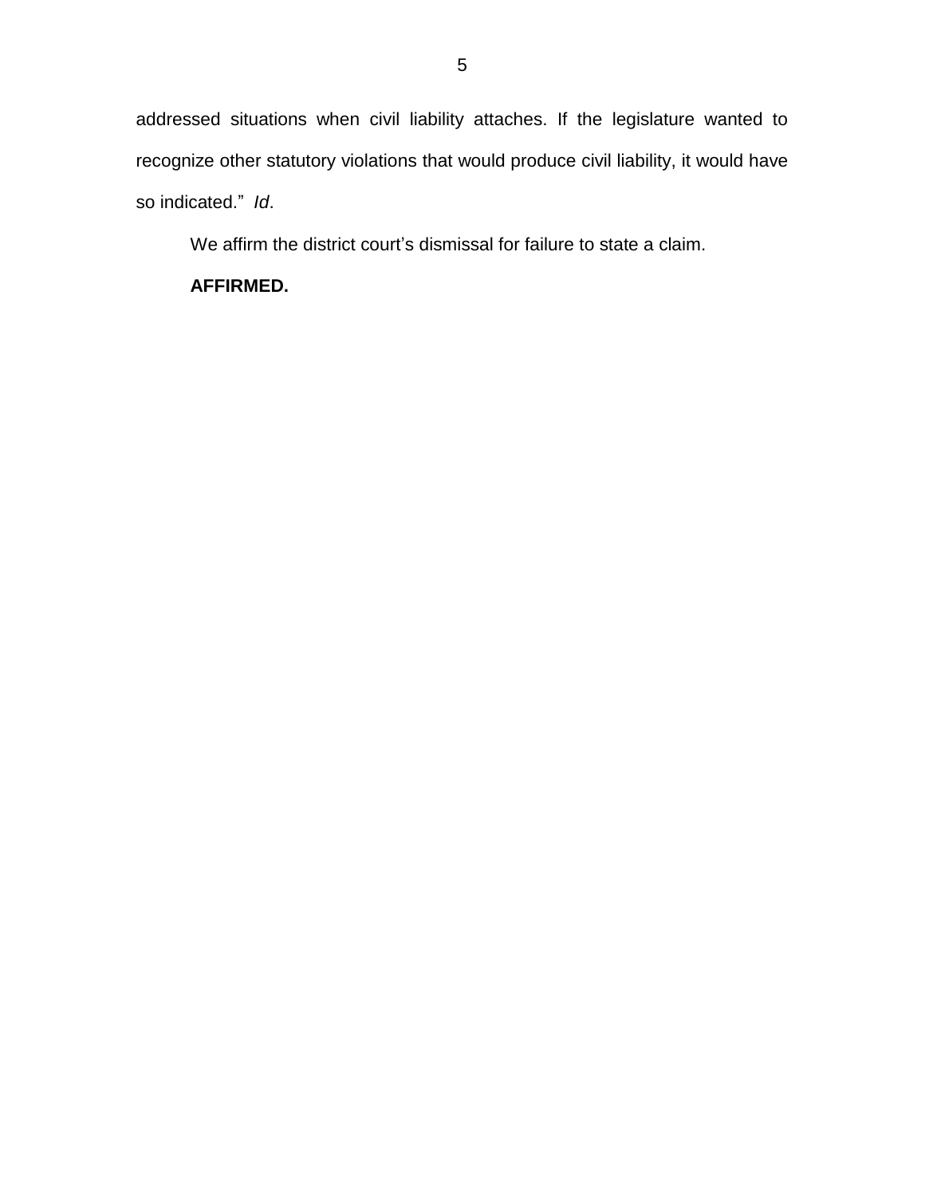addressed situations when civil liability attaches. If the legislature wanted to recognize other statutory violations that would produce civil liability, it would have so indicated." *Id*.

We affirm the district court's dismissal for failure to state a claim.

**AFFIRMED.**